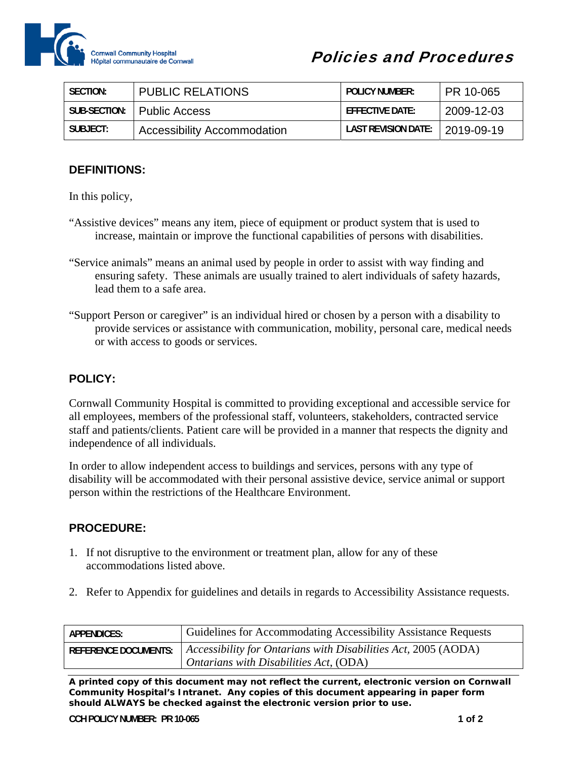Cornwall Community Hospital
Hôpital communautaire de Cornwall

# Policies and Procedures

| SECTION: | PUBLIC RELATIONS | POLICY NUMBER: | PR 10-065 |
|---|---|---|---|
| SUB-SECTION: | Public Access | EFFECTIVE DATE: | 2009-12-03 |
| SUBJECT: | Accessibility Accommodation | LAST REVISION DATE: | 2019-09-19 |

## DEFINITIONS:

In this policy,

"Assistive devices" means any item, piece of equipment or product system that is used to increase, maintain or improve the functional capabilities of persons with disabilities.

"Service animals" means an animal used by people in order to assist with way finding and ensuring safety. These animals are usually trained to alert individuals of safety hazards, lead them to a safe area.

"Support Person or caregiver" is an individual hired or chosen by a person with a disability to provide services or assistance with communication, mobility, personal care, medical needs or with access to goods or services.

## POLICY:

Cornwall Community Hospital is committed to providing exceptional and accessible service for all employees, members of the professional staff, volunteers, stakeholders, contracted service staff and patients/clients. Patient care will be provided in a manner that respects the dignity and independence of all individuals.

In order to allow independent access to buildings and services, persons with any type of disability will be accommodated with their personal assistive device, service animal or support person within the restrictions of the Healthcare Environment.

## PROCEDURE:

1. If not disruptive to the environment or treatment plan, allow for any of these accommodations listed above.

2. Refer to Appendix for guidelines and details in regards to Accessibility Assistance requests.

| APPENDICES: | Guidelines for Accommodating Accessibility Assistance Requests |
|---|---|
| REFERENCE DOCUMENTS: | *Accessibility for Ontarians with Disabilities Act,* 2005 (AODA) <br> *Ontarians with Disabilities Act,* (ODA) |

**A printed copy of this document may not reflect the current, electronic version on Cornwall Community Hospital's Intranet. Any copies of this document appearing in paper form should ALWAYS be checked against the electronic version prior to use.**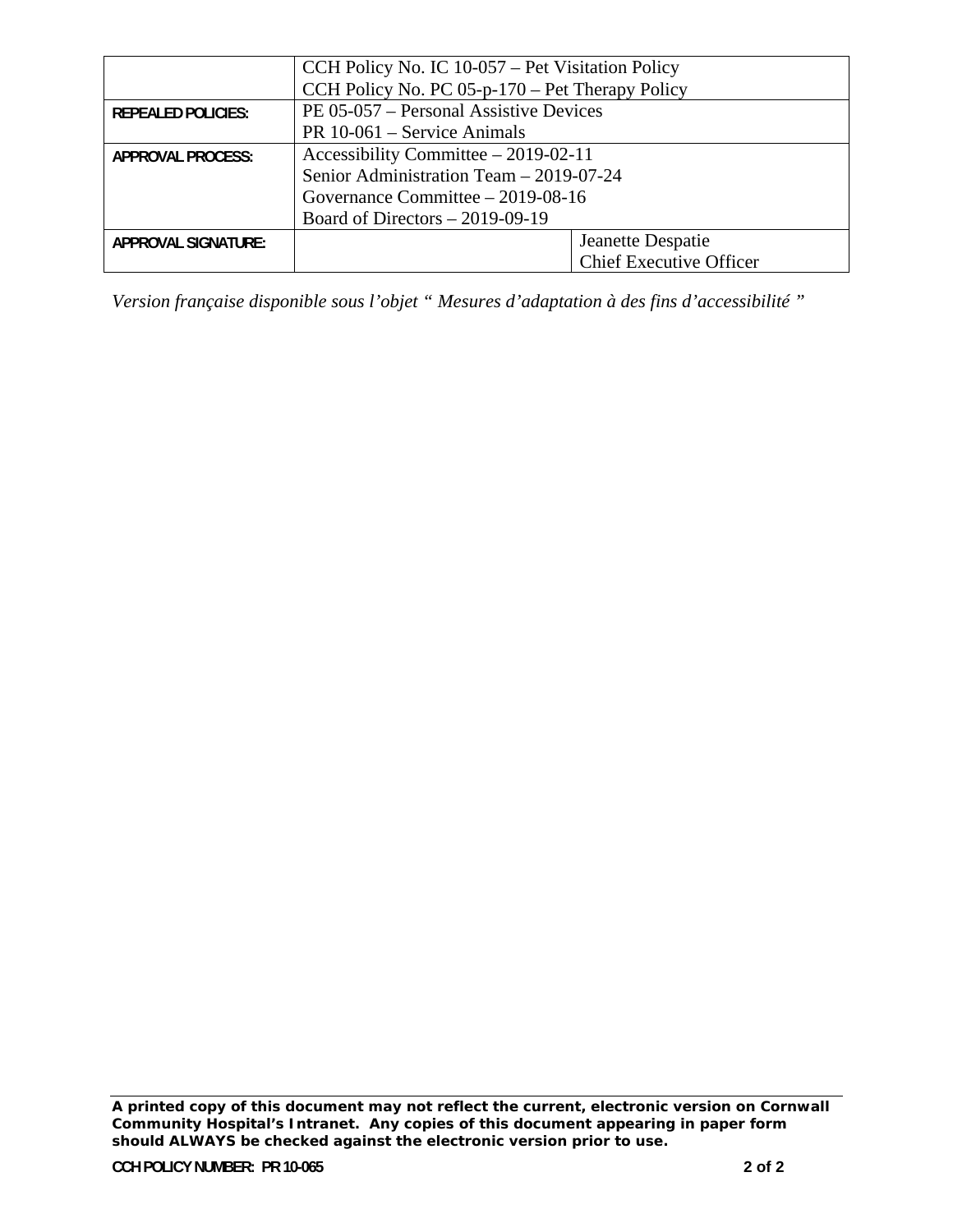| | | |
|---|---|---|
| | CCH Policy No. IC 10-057 – Pet Visitation Policy<br>CCH Policy No. PC 05-p-170 – Pet Therapy Policy | |
| **REPEALED POLICIES:** | PE 05-057 – Personal Assistive Devices<br>PR 10-061 – Service Animals | |
| **APPROVAL PROCESS:** | Accessibility Committee – 2019-02-11<br>Senior Administration Team – 2019-07-24<br>Governance Committee – 2019-08-16<br>Board of Directors – 2019-09-19 | |
| **APPROVAL SIGNATURE:** | | Jeanette Despatie<br>Chief Executive Officer |

*Version française disponible sous l'objet " Mesures d'adaptation à des fins d'accessibilité "*

**A printed copy of this document may not reflect the current, electronic version on Cornwall Community Hospital's Intranet. Any copies of this document appearing in paper form should ALWAYS be checked against the electronic version prior to use.**

**CCH POLICY NUMBER: PR 10-065**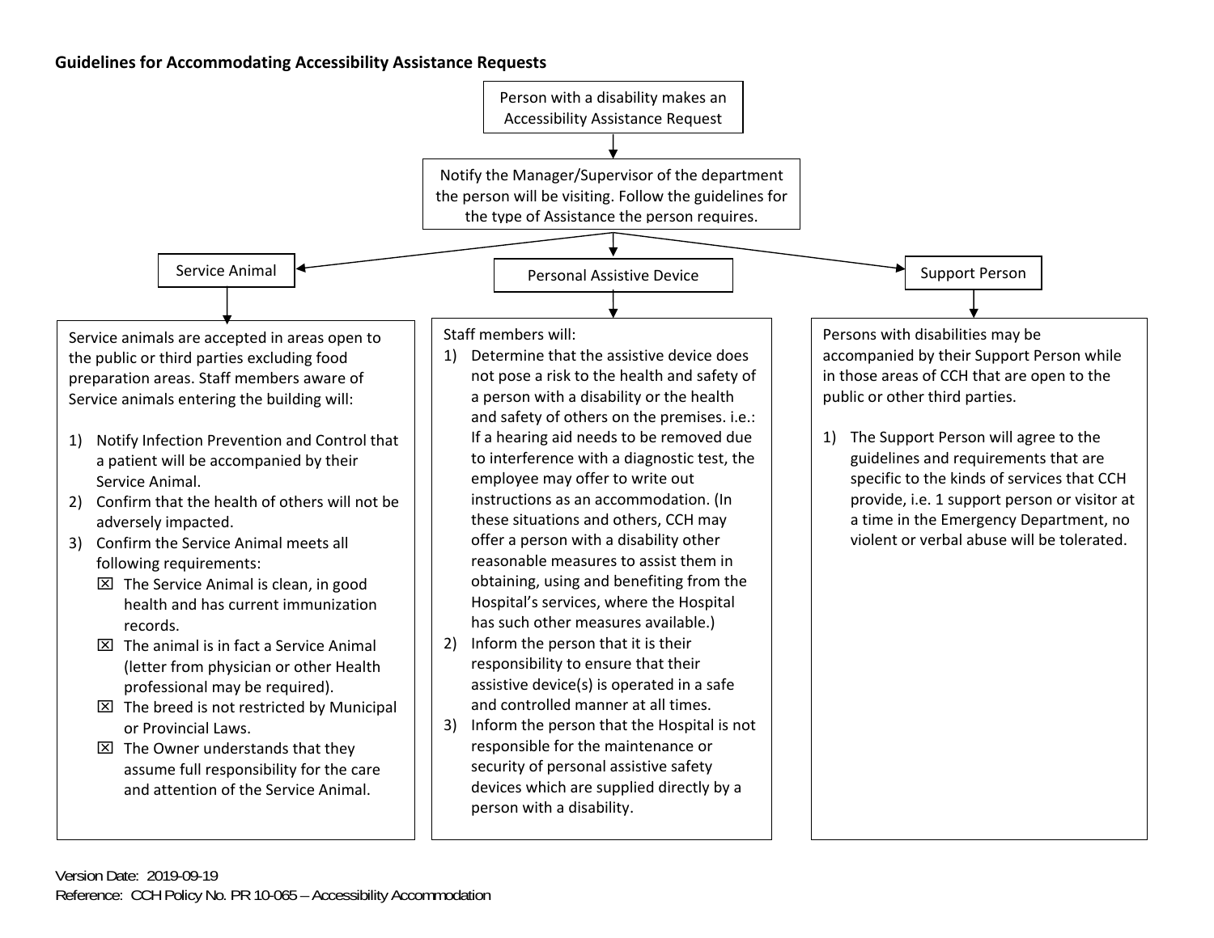**Guidelines for Accommodating Accessibility Assistance Requests**

Person with a disability makes an Accessibility Assistance Request

Notify the Manager/Supervisor of the department the person will be visiting. Follow the guidelines for the type of Assistance the person requires.

### Service Animal

Service animals are accepted in areas open to the public or third parties excluding food preparation areas. Staff members aware of Service animals entering the building will:

1) Notify Infection Prevention and Control that a patient will be accompanied by their Service Animal.
2) Confirm that the health of others will not be adversely impacted.
3) Confirm the Service Animal meets all following requirements:
   - ☒ The Service Animal is clean, in good health and has current immunization records.
   - ☒ The animal is in fact a Service Animal (letter from physician or other Health professional may be required).
   - ☒ The breed is not restricted by Municipal or Provincial Laws.
   - ☒ The Owner understands that they assume full responsibility for the care and attention of the Service Animal.

### Personal Assistive Device

Staff members will:

1) Determine that the assistive device does not pose a risk to the health and safety of a person with a disability or the health and safety of others on the premises. i.e.: If a hearing aid needs to be removed due to interference with a diagnostic test, the employee may offer to write out instructions as an accommodation. (In these situations and others, CCH may offer a person with a disability other reasonable measures to assist them in obtaining, using and benefiting from the Hospital's services, where the Hospital has such other measures available.)
2) Inform the person that it is their responsibility to ensure that their assistive device(s) is operated in a safe and controlled manner at all times.
3) Inform the person that the Hospital is not responsible for the maintenance or security of personal assistive safety devices which are supplied directly by a person with a disability.

### Support Person

Persons with disabilities may be accompanied by their Support Person while in those areas of CCH that are open to the public or other third parties.

1) The Support Person will agree to the guidelines and requirements that are specific to the kinds of services that CCH provide, i.e. 1 support person or visitor at a time in the Emergency Department, no violent or verbal abuse will be tolerated.

Version Date: 2019-09-19
Reference: CCH Policy No. PR 10-065 – Accessibility Accommodation